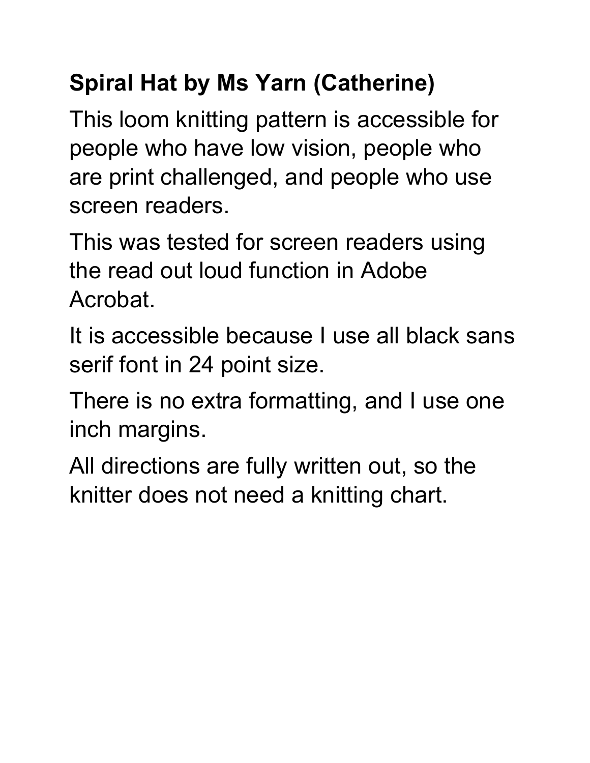**Spiral Hat by Ms Yarn (Catherine)**

This loom knitting pattern is accessible for people who have low vision, people who are print challenged, and people who use screen readers.

This was tested for screen readers using the read out loud function in Adobe Acrobat.

It is accessible because I use all black sans serif font in 24 point size.

There is no extra formatting, and I use one inch margins.

All directions are fully written out, so the knitter does not need a knitting chart.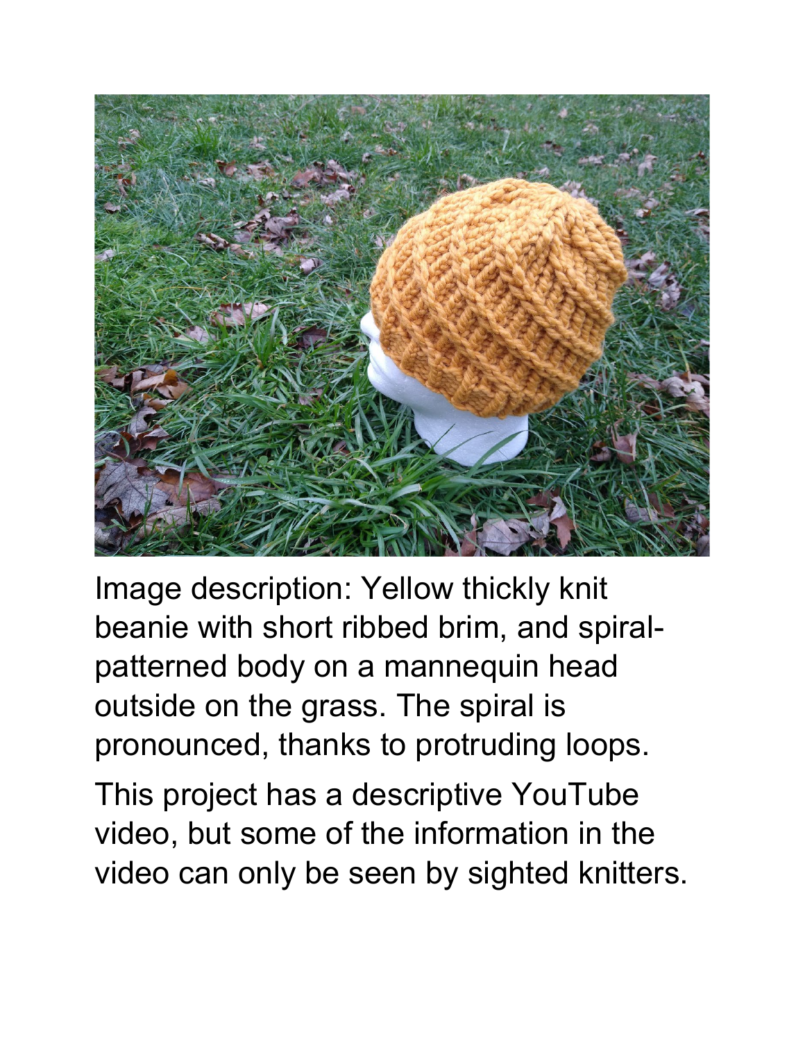Image description: Yellow thickly knit beanie with short ribbed brim, and spiral-patterned body on a mannequin head outside on the grass. The spiral is pronounced, thanks to protruding loops.

This project has a descriptive YouTube video, but some of the information in the video can only be seen by sighted knitters.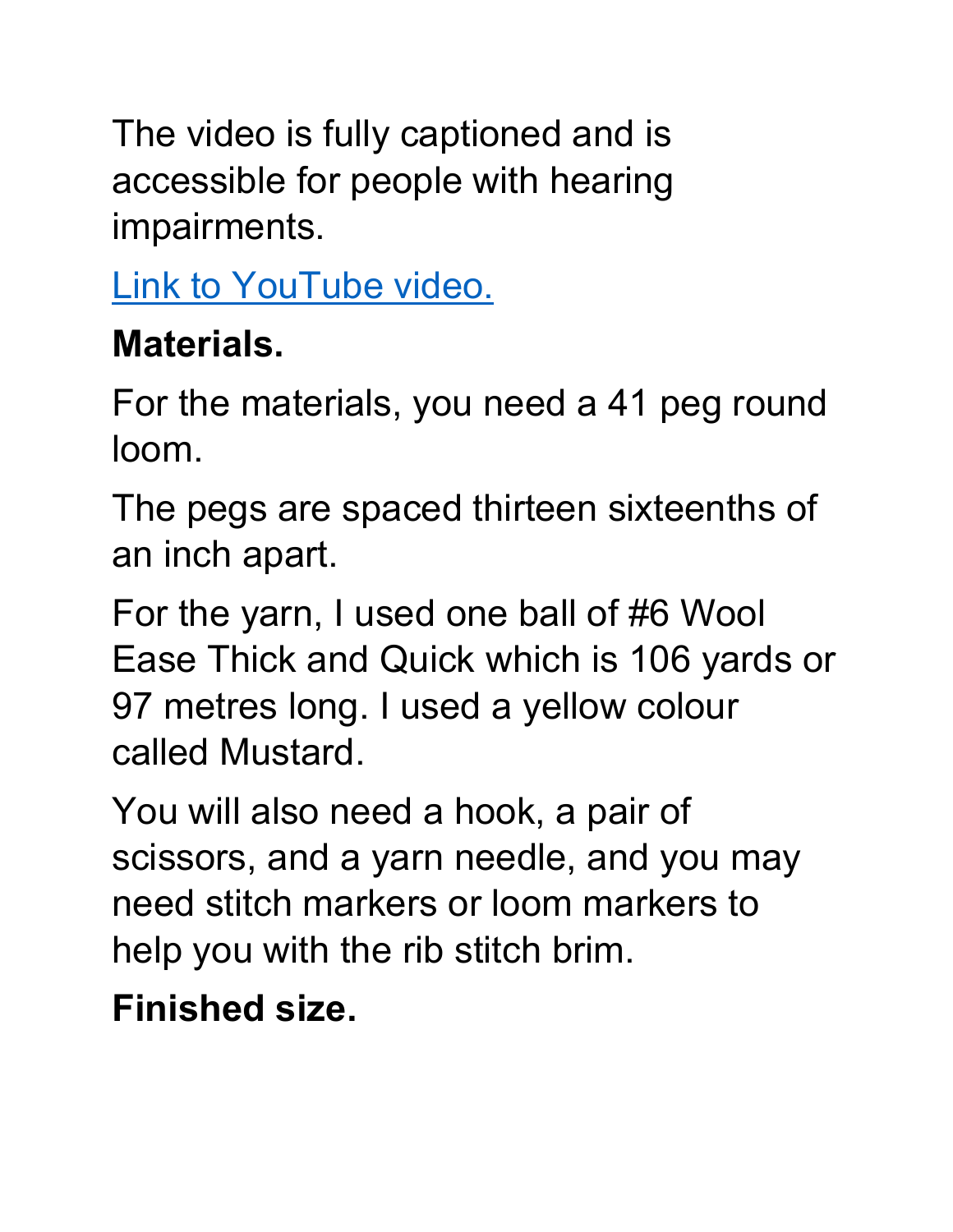The video is fully captioned and is accessible for people with hearing impairments.

Link to YouTube video.

**Materials.**

For the materials, you need a 41 peg round loom.

The pegs are spaced thirteen sixteenths of an inch apart.

For the yarn, I used one ball of #6 Wool Ease Thick and Quick which is 106 yards or 97 metres long. I used a yellow colour called Mustard.

You will also need a hook, a pair of scissors, and a yarn needle, and you may need stitch markers or loom markers to help you with the rib stitch brim.

**Finished size.**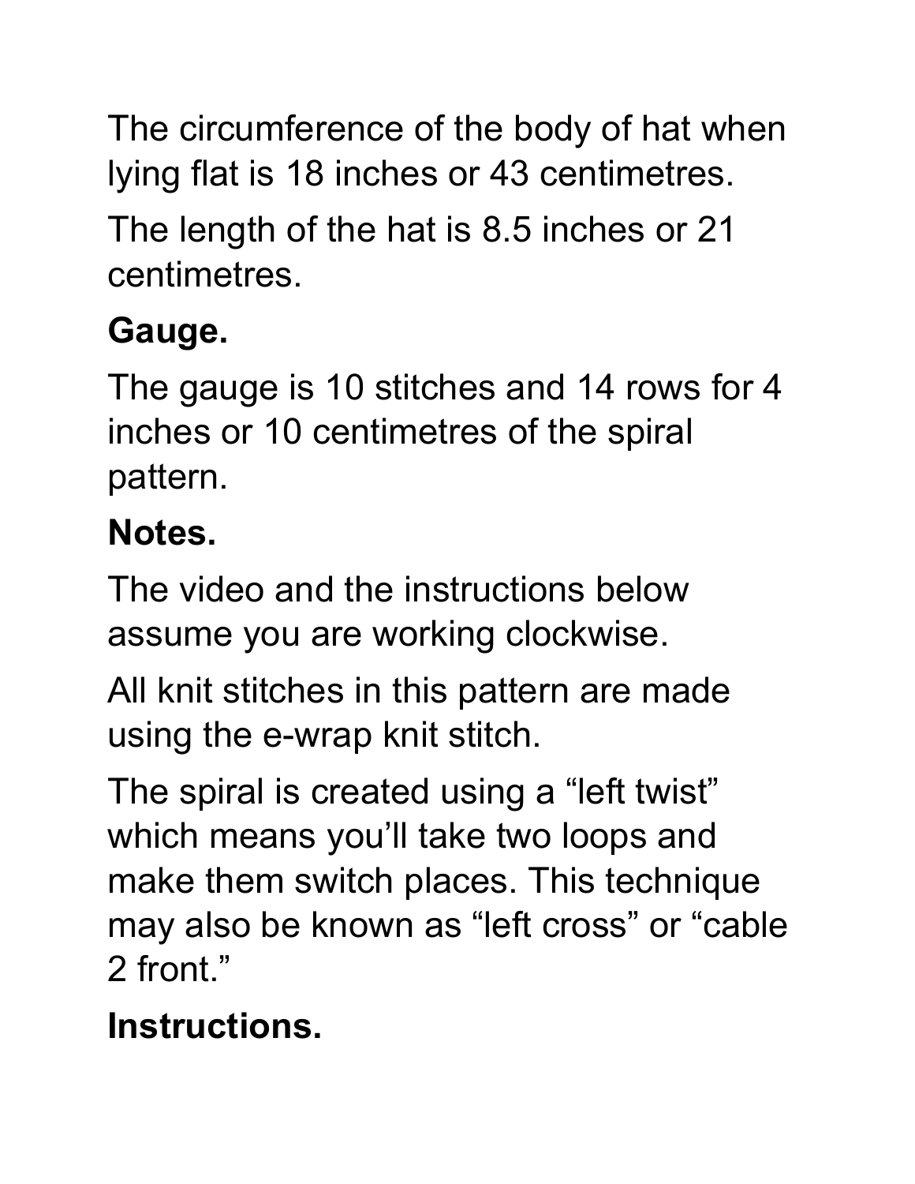The circumference of the body of hat when lying flat is 18 inches or 43 centimetres.

The length of the hat is 8.5 inches or 21 centimetres.

**Gauge.**

The gauge is 10 stitches and 14 rows for 4 inches or 10 centimetres of the spiral pattern.

**Notes.**

The video and the instructions below assume you are working clockwise.

All knit stitches in this pattern are made using the e-wrap knit stitch.

The spiral is created using a “left twist” which means you’ll take two loops and make them switch places. This technique may also be known as “left cross” or “cable 2 front.”

**Instructions.**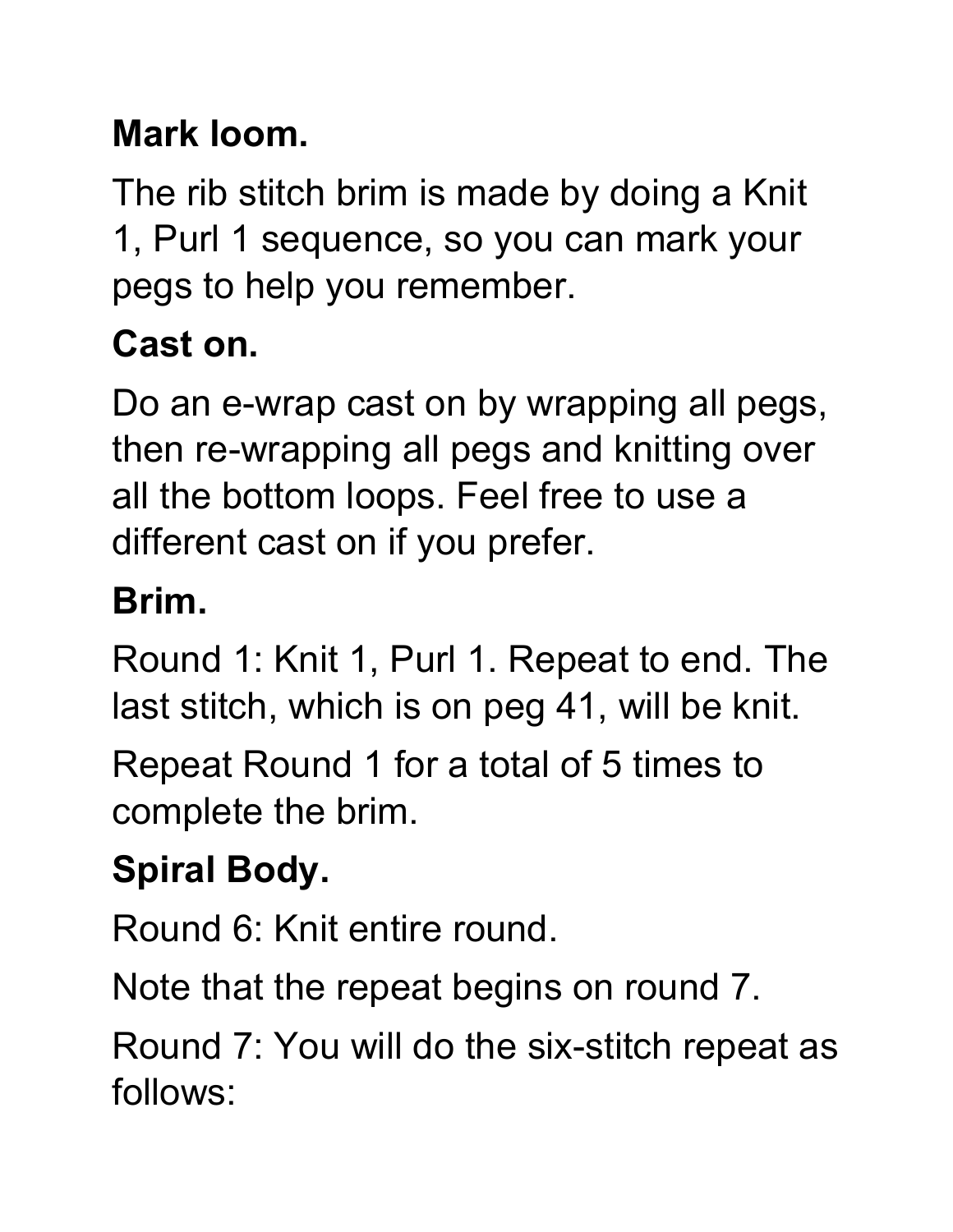**Mark loom.**

The rib stitch brim is made by doing a Knit 1, Purl 1 sequence, so you can mark your pegs to help you remember.

**Cast on.**

Do an e-wrap cast on by wrapping all pegs, then re-wrapping all pegs and knitting over all the bottom loops. Feel free to use a different cast on if you prefer.

**Brim.**

Round 1: Knit 1, Purl 1. Repeat to end. The last stitch, which is on peg 41, will be knit.

Repeat Round 1 for a total of 5 times to complete the brim.

**Spiral Body.**

Round 6: Knit entire round.

Note that the repeat begins on round 7.

Round 7: You will do the six-stitch repeat as follows: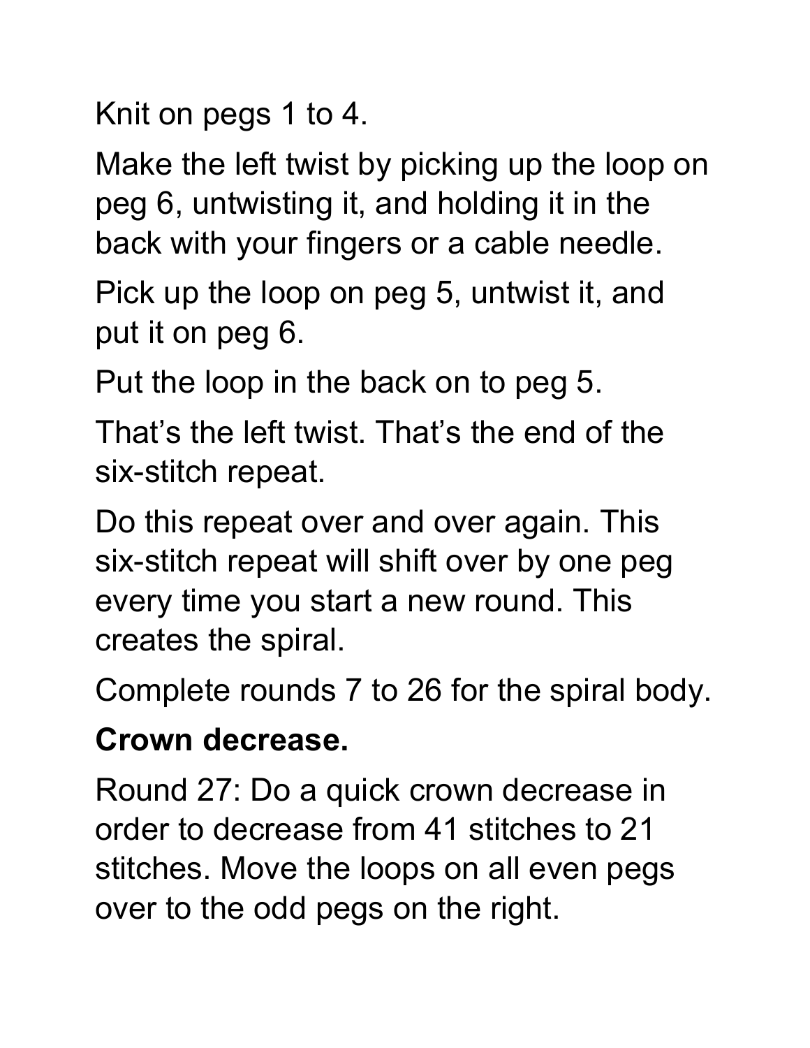Knit on pegs 1 to 4.

Make the left twist by picking up the loop on peg 6, untwisting it, and holding it in the back with your fingers or a cable needle.

Pick up the loop on peg 5, untwist it, and put it on peg 6.

Put the loop in the back on to peg 5.

That's the left twist. That's the end of the six-stitch repeat.

Do this repeat over and over again. This six-stitch repeat will shift over by one peg every time you start a new round. This creates the spiral.

Complete rounds 7 to 26 for the spiral body.

**Crown decrease.**

Round 27: Do a quick crown decrease in order to decrease from 41 stitches to 21 stitches. Move the loops on all even pegs over to the odd pegs on the right.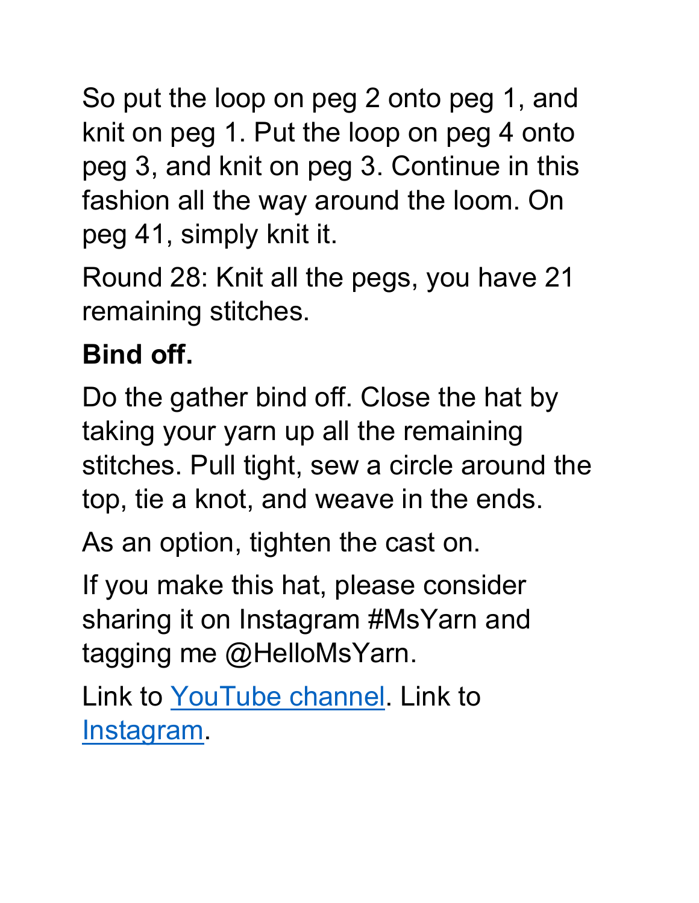So put the loop on peg 2 onto peg 1, and knit on peg 1. Put the loop on peg 4 onto peg 3, and knit on peg 3. Continue in this fashion all the way around the loom. On peg 41, simply knit it.

Round 28: Knit all the pegs, you have 21 remaining stitches.

**Bind off.**

Do the gather bind off. Close the hat by taking your yarn up all the remaining stitches. Pull tight, sew a circle around the top, tie a knot, and weave in the ends.

As an option, tighten the cast on.

If you make this hat, please consider sharing it on Instagram #MsYarn and tagging me @HelloMsYarn.

Link to YouTube channel. Link to Instagram.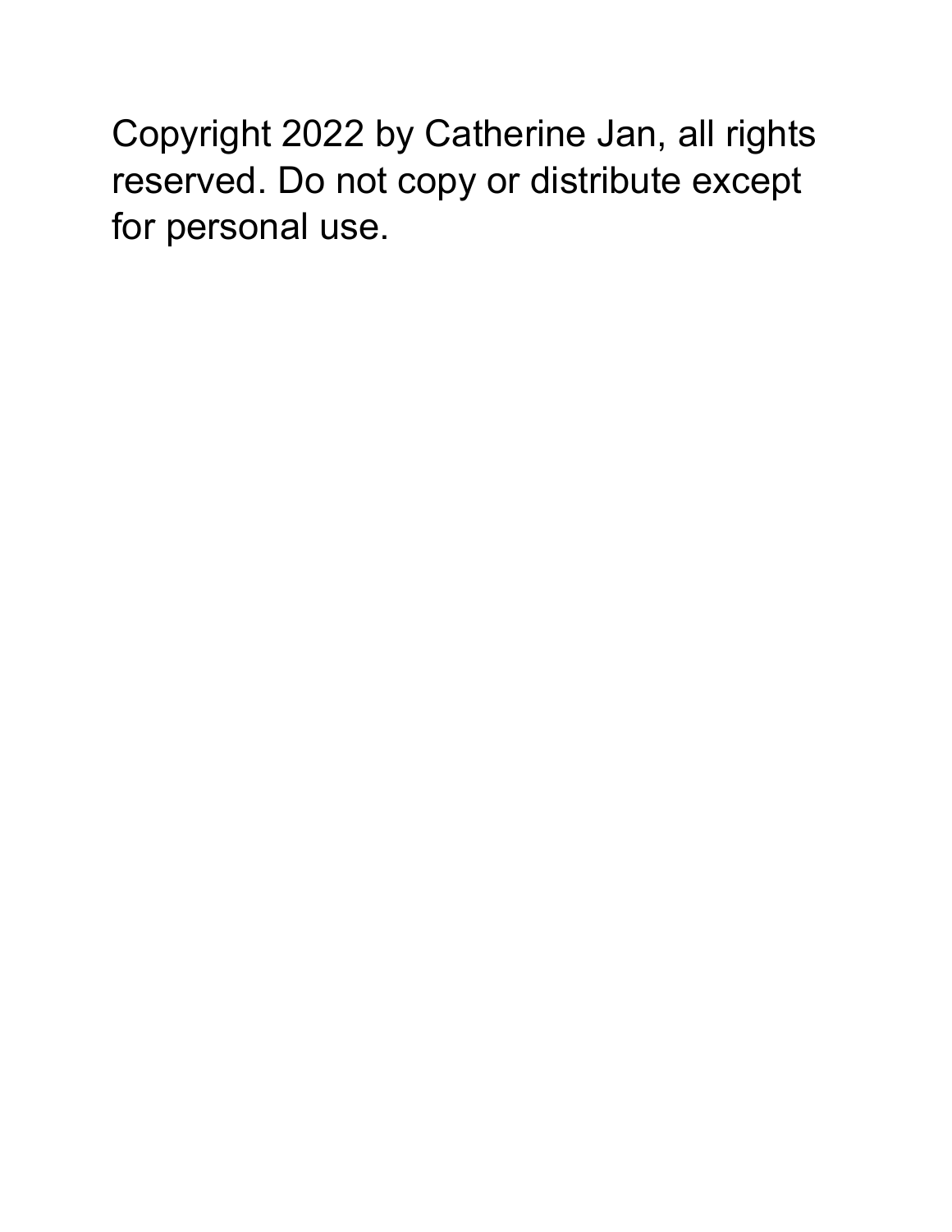Copyright 2022 by Catherine Jan, all rights reserved. Do not copy or distribute except for personal use.